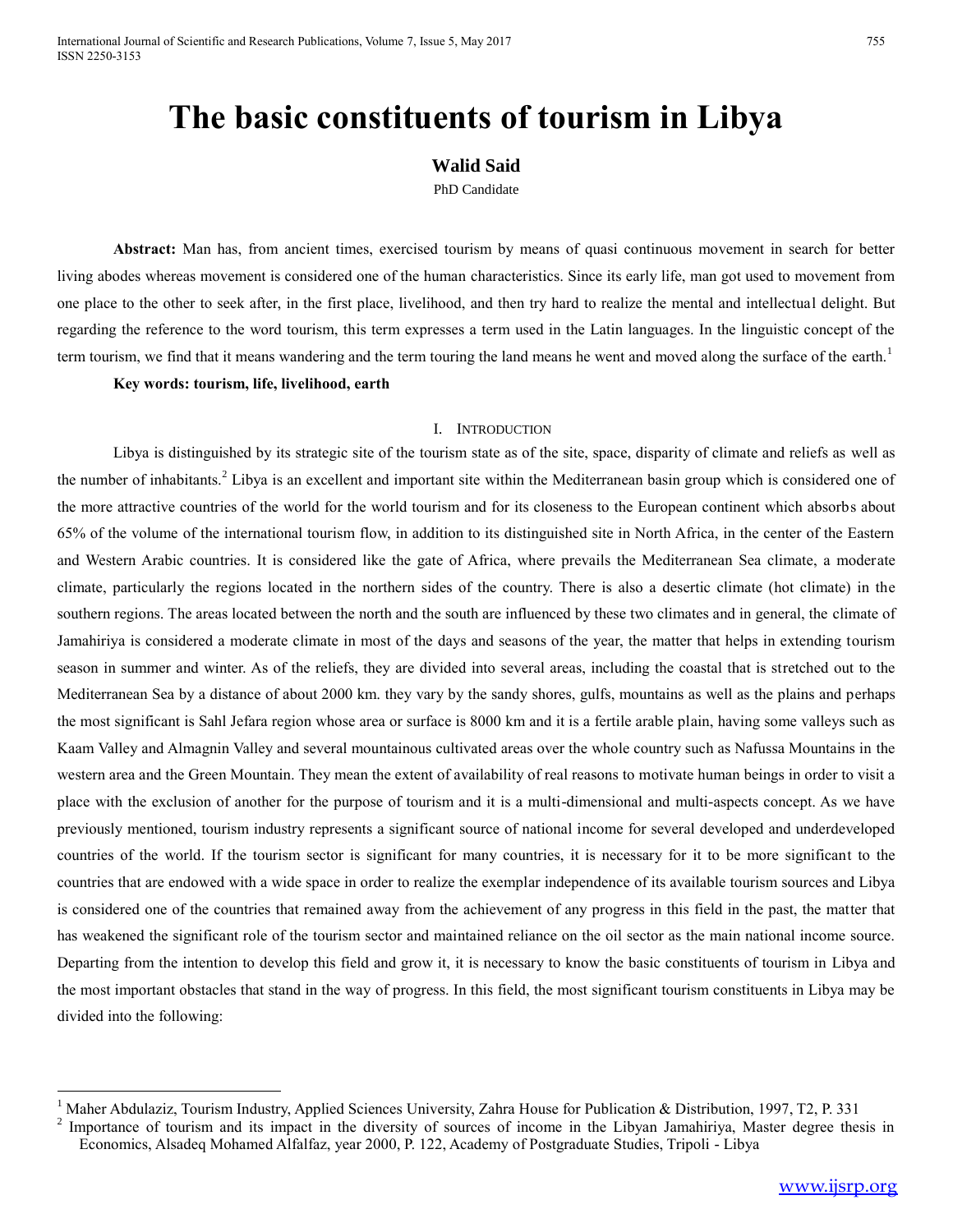# The basic constituents of tourism in Libya

**Walid Said**

PhD Candidate

**Abstract:** Man has, from ancient times, exercised tourism by means of quasi continuous movement in search for better living abodes whereas movement is considered one of the human characteristics. Since its early life, man got used to movement from one place to the other to seek after, in the first place, livelihood, and then try hard to realize the mental and intellectual delight. But regarding the reference to the word tourism, this term expresses a term used in the Latin languages. In the linguistic concept of the term tourism, we find that it means wandering and the term touring the land means he went and moved along the surface of the earth.[1]

**Key words: tourism, life, livelihood, earth**

## I. Introduction

Libya is distinguished by its strategic site of the tourism state as of the site, space, disparity of climate and reliefs as well as the number of inhabitants.[2] Libya is an excellent and important site within the Mediterranean basin group which is considered one of the more attractive countries of the world for the world tourism and for its closeness to the European continent which absorbs about 65% of the volume of the international tourism flow, in addition to its distinguished site in North Africa, in the center of the Eastern and Western Arabic countries. It is considered like the gate of Africa, where prevails the Mediterranean Sea climate, a moderate climate, particularly the regions located in the northern sides of the country. There is also a desertic climate (hot climate) in the southern regions. The areas located between the north and the south are influenced by these two climates and in general, the climate of Jamahiriya is considered a moderate climate in most of the days and seasons of the year, the matter that helps in extending tourism season in summer and winter. As of the reliefs, they are divided into several areas, including the coastal that is stretched out to the Mediterranean Sea by a distance of about 2000 km. they vary by the sandy shores, gulfs, mountains as well as the plains and perhaps the most significant is Sahl Jefara region whose area or surface is 8000 km and it is a fertile arable plain, having some valleys such as Kaam Valley and Almagnin Valley and several mountainous cultivated areas over the whole country such as Nafussa Mountains in the western area and the Green Mountain. They mean the extent of availability of real reasons to motivate human beings in order to visit a place with the exclusion of another for the purpose of tourism and it is a multi-dimensional and multi-aspects concept. As we have previously mentioned, tourism industry represents a significant source of national income for several developed and underdeveloped countries of the world. If the tourism sector is significant for many countries, it is necessary for it to be more significant to the countries that are endowed with a wide space in order to realize the exemplar independence of its available tourism sources and Libya is considered one of the countries that remained away from the achievement of any progress in this field in the past, the matter that has weakened the significant role of the tourism sector and maintained reliance on the oil sector as the main national income source. Departing from the intention to develop this field and grow it, it is necessary to know the basic constituents of tourism in Libya and the most important obstacles that stand in the way of progress. In this field, the most significant tourism constituents in Libya may be divided into the following:

---

[1] Maher Abdulaziz, Tourism Industry, Applied Sciences University, Zahra House for Publication & Distribution, 1997, T2, P. 331

[2] Importance of tourism and its impact in the diversity of sources of income in the Libyan Jamahiriya, Master degree thesis in Economics, Alsadeq Mohamed Alfalfaz, year 2000, P. 122, Academy of Postgraduate Studies, Tripoli - Libya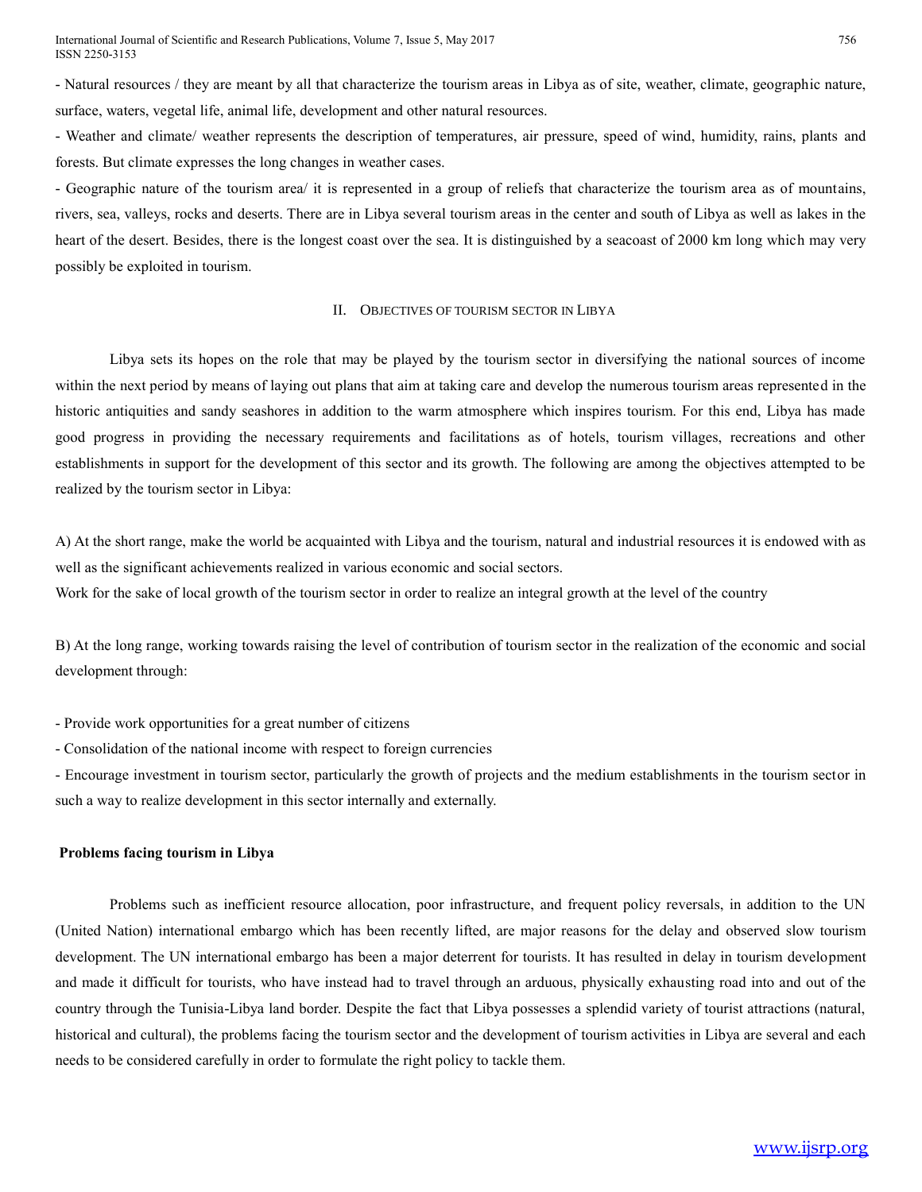- Natural resources / they are meant by all that characterize the tourism areas in Libya as of site, weather, climate, geographic nature, surface, waters, vegetal life, animal life, development and other natural resources.

- Weather and climate/ weather represents the description of temperatures, air pressure, speed of wind, humidity, rains, plants and forests. But climate expresses the long changes in weather cases.

- Geographic nature of the tourism area/ it is represented in a group of reliefs that characterize the tourism area as of mountains, rivers, sea, valleys, rocks and deserts. There are in Libya several tourism areas in the center and south of Libya as well as lakes in the heart of the desert. Besides, there is the longest coast over the sea. It is distinguished by a seacoast of 2000 km long which may very possibly be exploited in tourism.

## II. Objectives of tourism sector in Libya

Libya sets its hopes on the role that may be played by the tourism sector in diversifying the national sources of income within the next period by means of laying out plans that aim at taking care and develop the numerous tourism areas represented in the historic antiquities and sandy seashores in addition to the warm atmosphere which inspires tourism. For this end, Libya has made good progress in providing the necessary requirements and facilitations as of hotels, tourism villages, recreations and other establishments in support for the development of this sector and its growth. The following are among the objectives attempted to be realized by the tourism sector in Libya:

A) At the short range, make the world be acquainted with Libya and the tourism, natural and industrial resources it is endowed with as well as the significant achievements realized in various economic and social sectors.
Work for the sake of local growth of the tourism sector in order to realize an integral growth at the level of the country

B) At the long range, working towards raising the level of contribution of tourism sector in the realization of the economic and social development through:

- Provide work opportunities for a great number of citizens
- Consolidation of the national income with respect to foreign currencies
- Encourage investment in tourism sector, particularly the growth of projects and the medium establishments in the tourism sector in such a way to realize development in this sector internally and externally.

### Problems facing tourism in Libya

Problems such as inefficient resource allocation, poor infrastructure, and frequent policy reversals, in addition to the UN (United Nation) international embargo which has been recently lifted, are major reasons for the delay and observed slow tourism development. The UN international embargo has been a major deterrent for tourists. It has resulted in delay in tourism development and made it difficult for tourists, who have instead had to travel through an arduous, physically exhausting road into and out of the country through the Tunisia-Libya land border. Despite the fact that Libya possesses a splendid variety of tourist attractions (natural, historical and cultural), the problems facing the tourism sector and the development of tourism activities in Libya are several and each needs to be considered carefully in order to formulate the right policy to tackle them.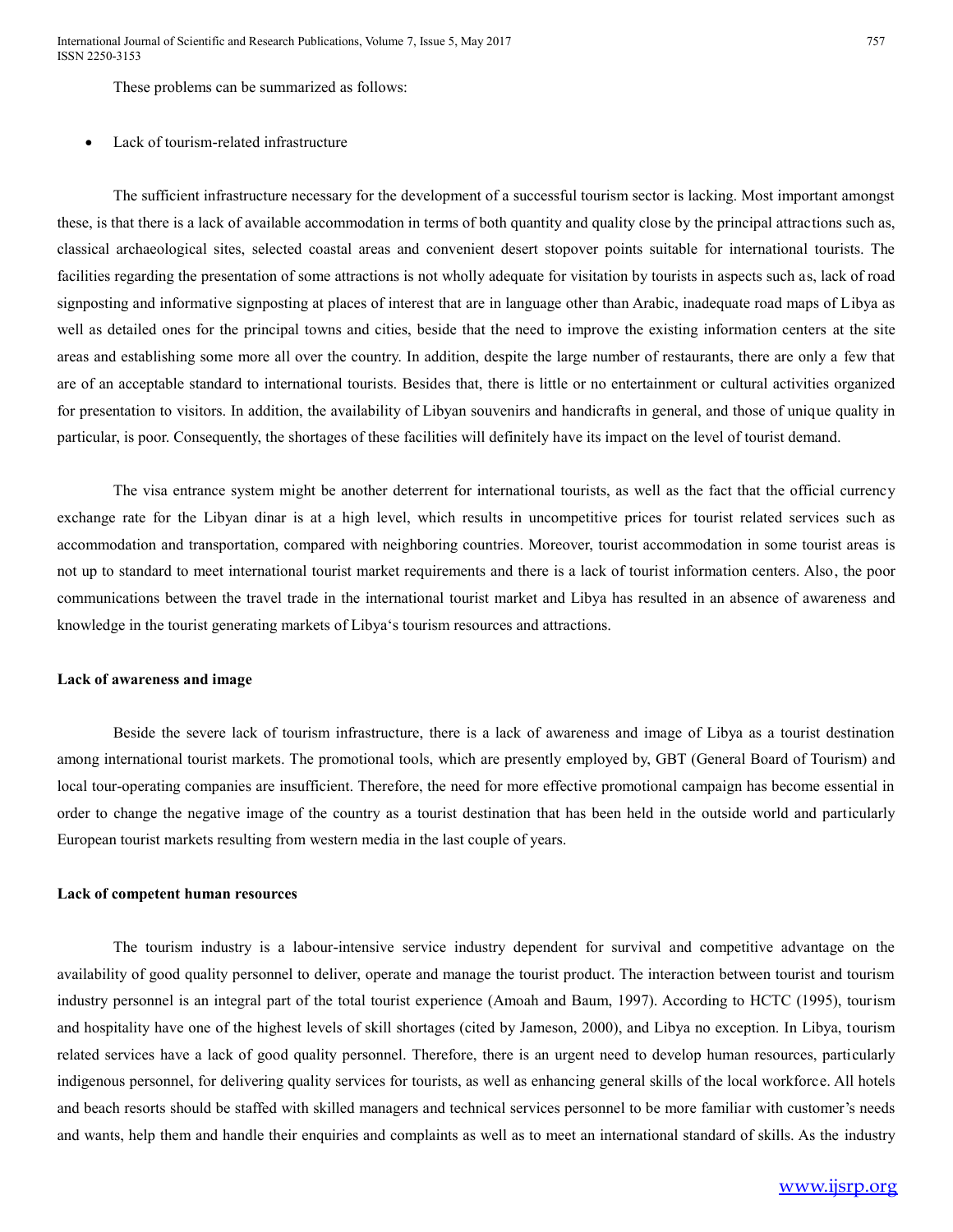These problems can be summarized as follows:

- Lack of tourism-related infrastructure

The sufficient infrastructure necessary for the development of a successful tourism sector is lacking. Most important amongst these, is that there is a lack of available accommodation in terms of both quantity and quality close by the principal attractions such as, classical archaeological sites, selected coastal areas and convenient desert stopover points suitable for international tourists. The facilities regarding the presentation of some attractions is not wholly adequate for visitation by tourists in aspects such as, lack of road signposting and informative signposting at places of interest that are in language other than Arabic, inadequate road maps of Libya as well as detailed ones for the principal towns and cities, beside that the need to improve the existing information centers at the site areas and establishing some more all over the country. In addition, despite the large number of restaurants, there are only a few that are of an acceptable standard to international tourists. Besides that, there is little or no entertainment or cultural activities organized for presentation to visitors. In addition, the availability of Libyan souvenirs and handicrafts in general, and those of unique quality in particular, is poor. Consequently, the shortages of these facilities will definitely have its impact on the level of tourist demand.

The visa entrance system might be another deterrent for international tourists, as well as the fact that the official currency exchange rate for the Libyan dinar is at a high level, which results in uncompetitive prices for tourist related services such as accommodation and transportation, compared with neighboring countries. Moreover, tourist accommodation in some tourist areas is not up to standard to meet international tourist market requirements and there is a lack of tourist information centers. Also, the poor communications between the travel trade in the international tourist market and Libya has resulted in an absence of awareness and knowledge in the tourist generating markets of Libya's tourism resources and attractions.

**Lack of awareness and image**

Beside the severe lack of tourism infrastructure, there is a lack of awareness and image of Libya as a tourist destination among international tourist markets. The promotional tools, which are presently employed by, GBT (General Board of Tourism) and local tour-operating companies are insufficient. Therefore, the need for more effective promotional campaign has become essential in order to change the negative image of the country as a tourist destination that has been held in the outside world and particularly European tourist markets resulting from western media in the last couple of years.

**Lack of competent human resources**

The tourism industry is a labour-intensive service industry dependent for survival and competitive advantage on the availability of good quality personnel to deliver, operate and manage the tourist product. The interaction between tourist and tourism industry personnel is an integral part of the total tourist experience (Amoah and Baum, 1997). According to HCTC (1995), tourism and hospitality have one of the highest levels of skill shortages (cited by Jameson, 2000), and Libya no exception. In Libya, tourism related services have a lack of good quality personnel. Therefore, there is an urgent need to develop human resources, particularly indigenous personnel, for delivering quality services for tourists, as well as enhancing general skills of the local workforce. All hotels and beach resorts should be staffed with skilled managers and technical services personnel to be more familiar with customer's needs and wants, help them and handle their enquiries and complaints as well as to meet an international standard of skills. As the industry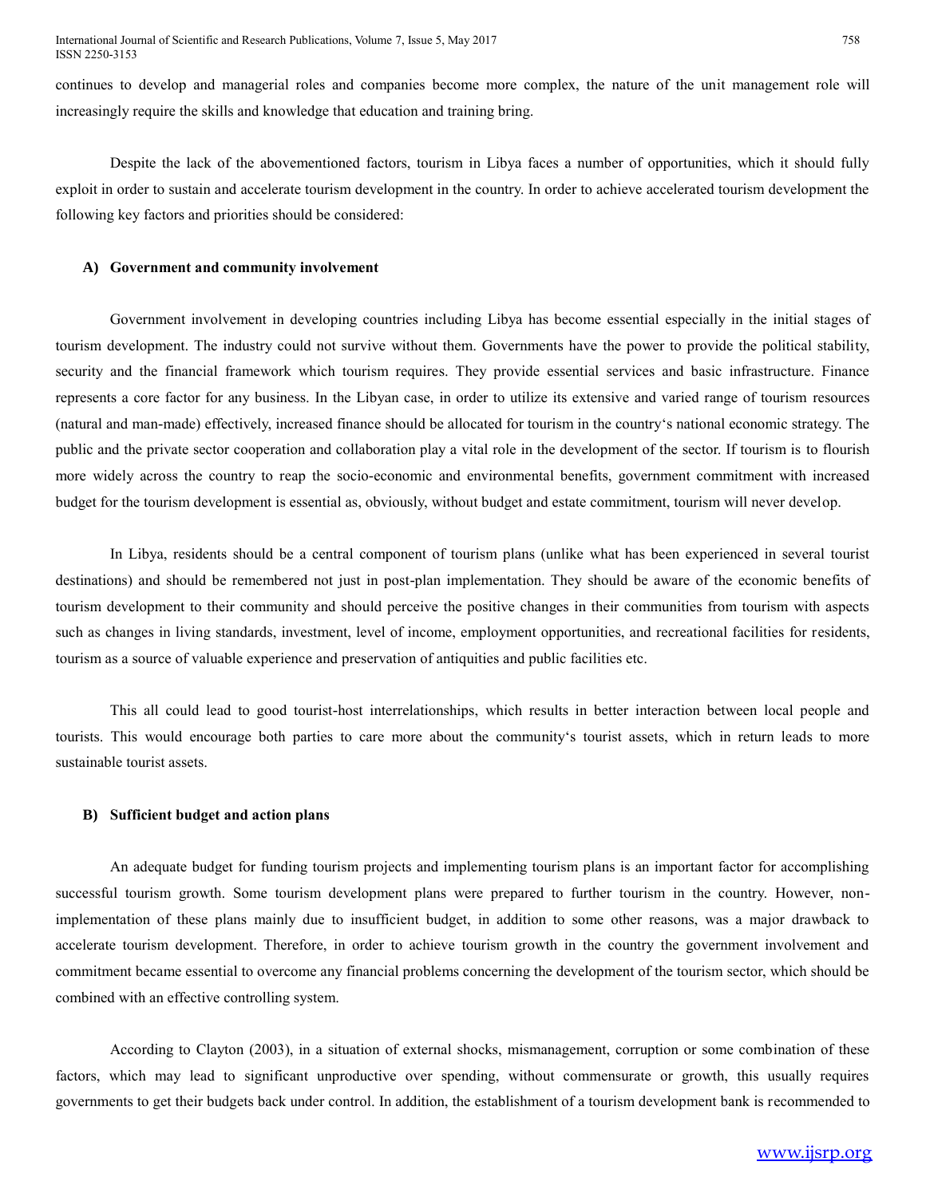continues to develop and managerial roles and companies become more complex, the nature of the unit management role will increasingly require the skills and knowledge that education and training bring.

Despite the lack of the abovementioned factors, tourism in Libya faces a number of opportunities, which it should fully exploit in order to sustain and accelerate tourism development in the country. In order to achieve accelerated tourism development the following key factors and priorities should be considered:

#### A) Government and community involvement

Government involvement in developing countries including Libya has become essential especially in the initial stages of tourism development. The industry could not survive without them. Governments have the power to provide the political stability, security and the financial framework which tourism requires. They provide essential services and basic infrastructure. Finance represents a core factor for any business. In the Libyan case, in order to utilize its extensive and varied range of tourism resources (natural and man-made) effectively, increased finance should be allocated for tourism in the country‘s national economic strategy. The public and the private sector cooperation and collaboration play a vital role in the development of the sector. If tourism is to flourish more widely across the country to reap the socio-economic and environmental benefits, government commitment with increased budget for the tourism development is essential as, obviously, without budget and estate commitment, tourism will never develop.

In Libya, residents should be a central component of tourism plans (unlike what has been experienced in several tourist destinations) and should be remembered not just in post-plan implementation. They should be aware of the economic benefits of tourism development to their community and should perceive the positive changes in their communities from tourism with aspects such as changes in living standards, investment, level of income, employment opportunities, and recreational facilities for residents, tourism as a source of valuable experience and preservation of antiquities and public facilities etc.

This all could lead to good tourist-host interrelationships, which results in better interaction between local people and tourists. This would encourage both parties to care more about the community‘s tourist assets, which in return leads to more sustainable tourist assets.

#### B) Sufficient budget and action plans

An adequate budget for funding tourism projects and implementing tourism plans is an important factor for accomplishing successful tourism growth. Some tourism development plans were prepared to further tourism in the country. However, non-implementation of these plans mainly due to insufficient budget, in addition to some other reasons, was a major drawback to accelerate tourism development. Therefore, in order to achieve tourism growth in the country the government involvement and commitment became essential to overcome any financial problems concerning the development of the tourism sector, which should be combined with an effective controlling system.

According to Clayton (2003), in a situation of external shocks, mismanagement, corruption or some combination of these factors, which may lead to significant unproductive over spending, without commensurate or growth, this usually requires governments to get their budgets back under control. In addition, the establishment of a tourism development bank is recommended to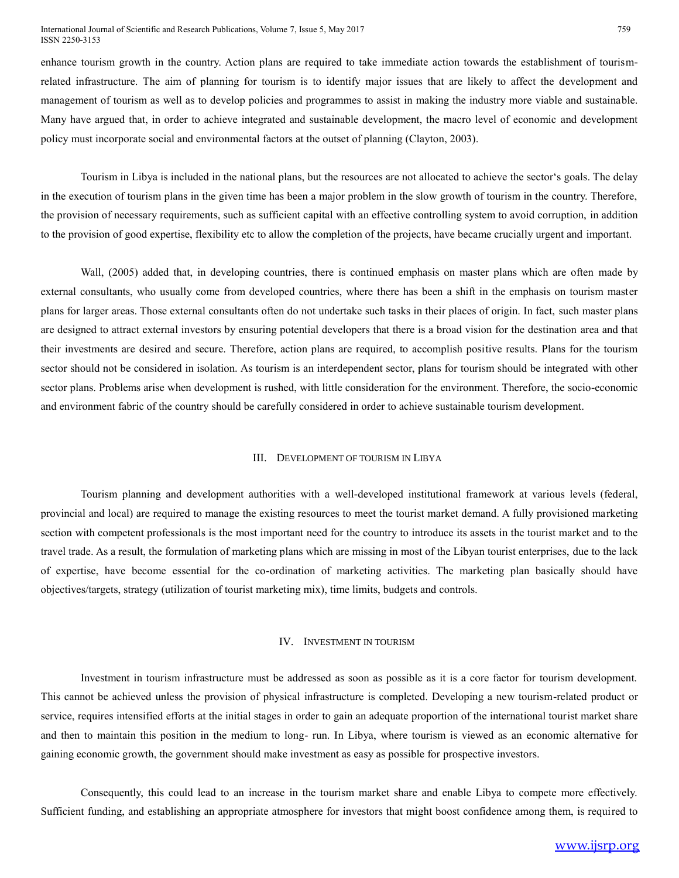enhance tourism growth in the country. Action plans are required to take immediate action towards the establishment of tourism-related infrastructure. The aim of planning for tourism is to identify major issues that are likely to affect the development and management of tourism as well as to develop policies and programmes to assist in making the industry more viable and sustainable. Many have argued that, in order to achieve integrated and sustainable development, the macro level of economic and development policy must incorporate social and environmental factors at the outset of planning (Clayton, 2003).

Tourism in Libya is included in the national plans, but the resources are not allocated to achieve the sector‘s goals. The delay in the execution of tourism plans in the given time has been a major problem in the slow growth of tourism in the country. Therefore, the provision of necessary requirements, such as sufficient capital with an effective controlling system to avoid corruption, in addition to the provision of good expertise, flexibility etc to allow the completion of the projects, have became crucially urgent and important.

Wall, (2005) added that, in developing countries, there is continued emphasis on master plans which are often made by external consultants, who usually come from developed countries, where there has been a shift in the emphasis on tourism master plans for larger areas. Those external consultants often do not undertake such tasks in their places of origin. In fact, such master plans are designed to attract external investors by ensuring potential developers that there is a broad vision for the destination area and that their investments are desired and secure. Therefore, action plans are required, to accomplish positive results. Plans for the tourism sector should not be considered in isolation. As tourism is an interdependent sector, plans for tourism should be integrated with other sector plans. Problems arise when development is rushed, with little consideration for the environment. Therefore, the socio-economic and environment fabric of the country should be carefully considered in order to achieve sustainable tourism development.

## III. Development of tourism in Libya

Tourism planning and development authorities with a well-developed institutional framework at various levels (federal, provincial and local) are required to manage the existing resources to meet the tourist market demand. A fully provisioned marketing section with competent professionals is the most important need for the country to introduce its assets in the tourist market and to the travel trade. As a result, the formulation of marketing plans which are missing in most of the Libyan tourist enterprises, due to the lack of expertise, have become essential for the co-ordination of marketing activities. The marketing plan basically should have objectives/targets, strategy (utilization of tourist marketing mix), time limits, budgets and controls.

## IV. Investment in tourism

Investment in tourism infrastructure must be addressed as soon as possible as it is a core factor for tourism development. This cannot be achieved unless the provision of physical infrastructure is completed. Developing a new tourism-related product or service, requires intensified efforts at the initial stages in order to gain an adequate proportion of the international tourist market share and then to maintain this position in the medium to long- run. In Libya, where tourism is viewed as an economic alternative for gaining economic growth, the government should make investment as easy as possible for prospective investors.

Consequently, this could lead to an increase in the tourism market share and enable Libya to compete more effectively. Sufficient funding, and establishing an appropriate atmosphere for investors that might boost confidence among them, is required to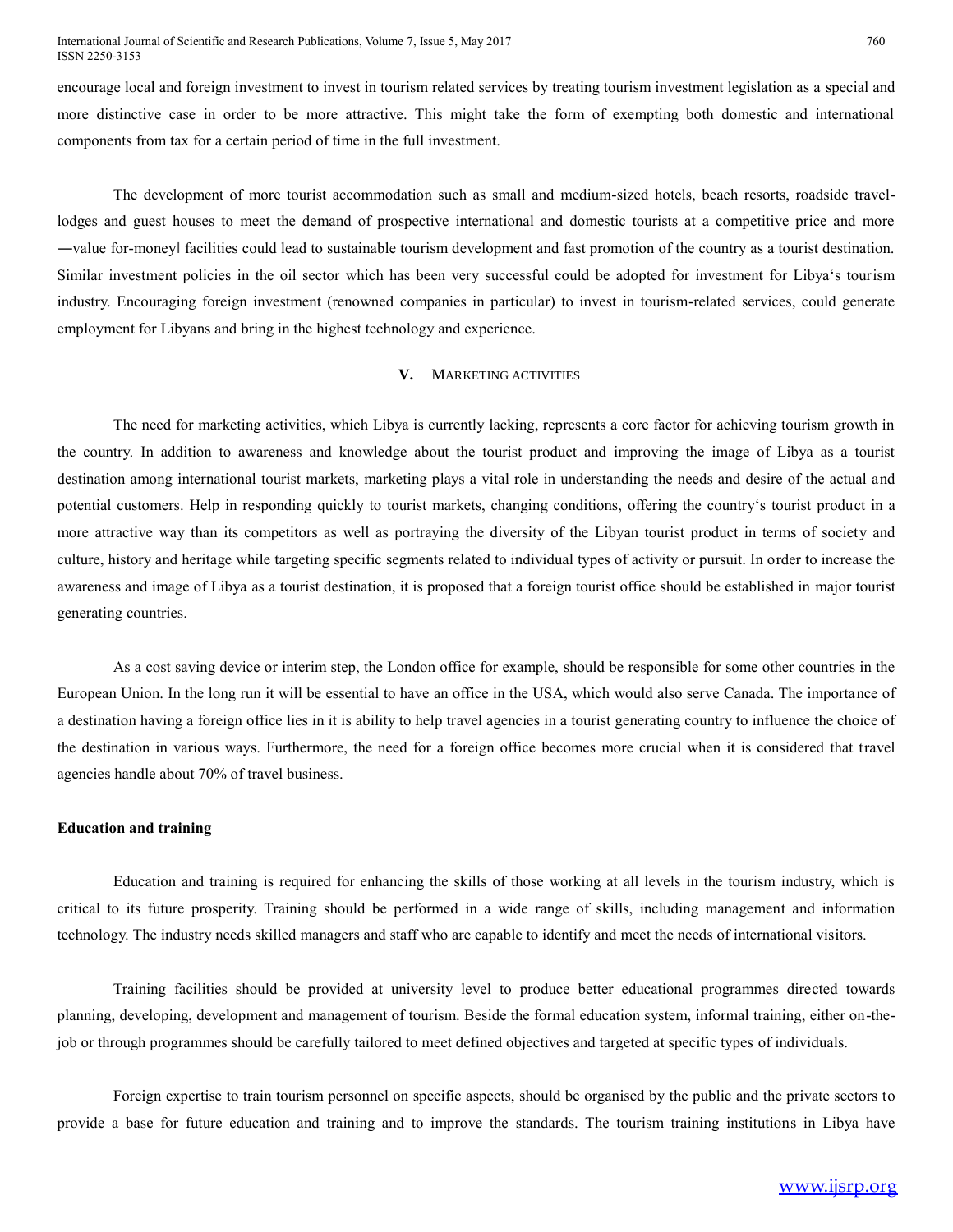encourage local and foreign investment to invest in tourism related services by treating tourism investment legislation as a special and more distinctive case in order to be more attractive. This might take the form of exempting both domestic and international components from tax for a certain period of time in the full investment.

The development of more tourist accommodation such as small and medium-sized hotels, beach resorts, roadside travel-lodges and guest houses to meet the demand of prospective international and domestic tourists at a competitive price and more ―value for-money‖ facilities could lead to sustainable tourism development and fast promotion of the country as a tourist destination. Similar investment policies in the oil sector which has been very successful could be adopted for investment for Libya‘s tourism industry. Encouraging foreign investment (renowned companies in particular) to invest in tourism-related services, could generate employment for Libyans and bring in the highest technology and experience.

## V. Marketing activities

The need for marketing activities, which Libya is currently lacking, represents a core factor for achieving tourism growth in the country. In addition to awareness and knowledge about the tourist product and improving the image of Libya as a tourist destination among international tourist markets, marketing plays a vital role in understanding the needs and desire of the actual and potential customers. Help in responding quickly to tourist markets, changing conditions, offering the country‘s tourist product in a more attractive way than its competitors as well as portraying the diversity of the Libyan tourist product in terms of society and culture, history and heritage while targeting specific segments related to individual types of activity or pursuit. In order to increase the awareness and image of Libya as a tourist destination, it is proposed that a foreign tourist office should be established in major tourist generating countries.

As a cost saving device or interim step, the London office for example, should be responsible for some other countries in the European Union. In the long run it will be essential to have an office in the USA, which would also serve Canada. The importance of a destination having a foreign office lies in it is ability to help travel agencies in a tourist generating country to influence the choice of the destination in various ways. Furthermore, the need for a foreign office becomes more crucial when it is considered that travel agencies handle about 70% of travel business.

**Education and training**

Education and training is required for enhancing the skills of those working at all levels in the tourism industry, which is critical to its future prosperity. Training should be performed in a wide range of skills, including management and information technology. The industry needs skilled managers and staff who are capable to identify and meet the needs of international visitors.

Training facilities should be provided at university level to produce better educational programmes directed towards planning, developing, development and management of tourism. Beside the formal education system, informal training, either on-the-job or through programmes should be carefully tailored to meet defined objectives and targeted at specific types of individuals.

Foreign expertise to train tourism personnel on specific aspects, should be organised by the public and the private sectors to provide a base for future education and training and to improve the standards. The tourism training institutions in Libya have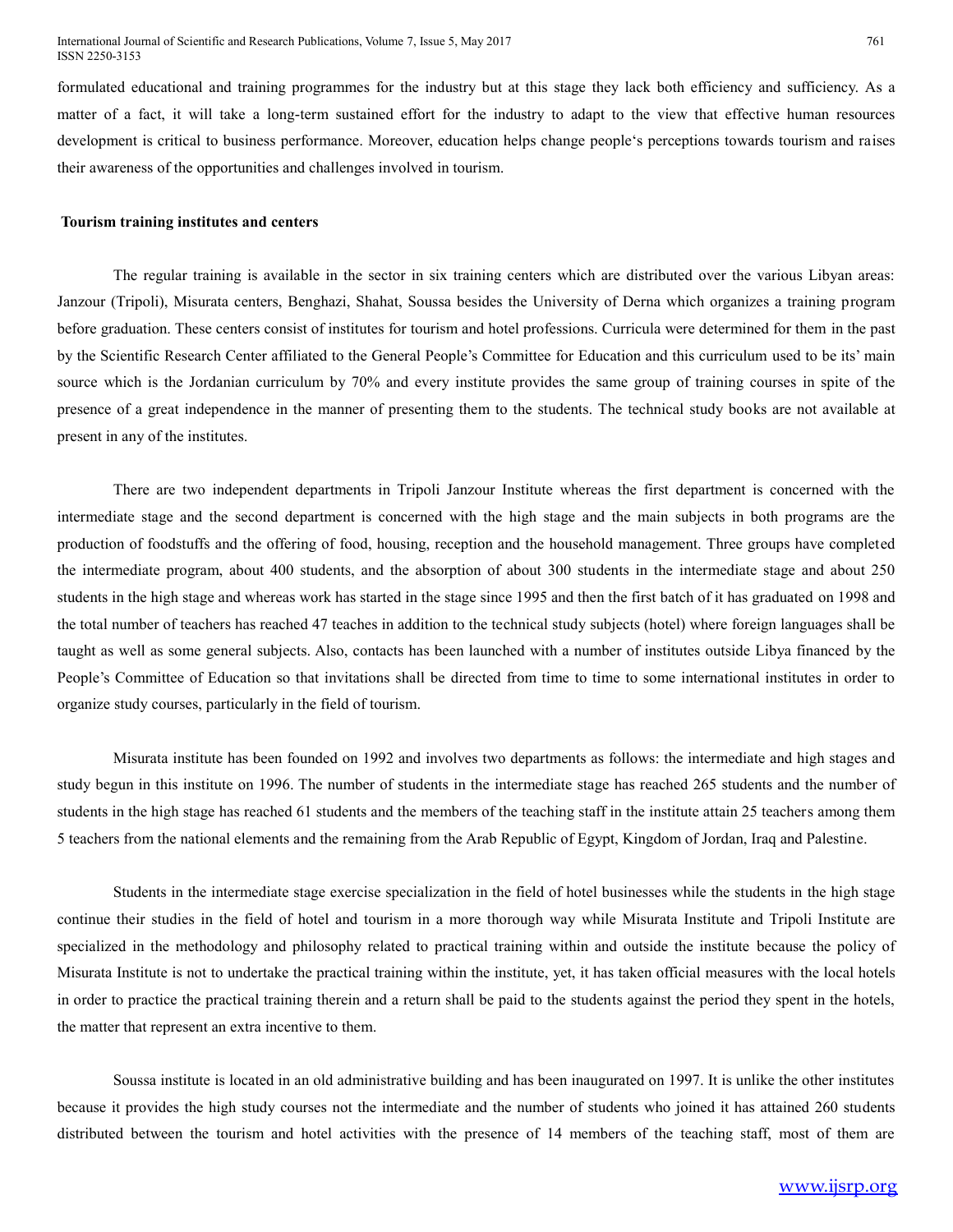formulated educational and training programmes for the industry but at this stage they lack both efficiency and sufficiency. As a matter of a fact, it will take a long-term sustained effort for the industry to adapt to the view that effective human resources development is critical to business performance. Moreover, education helps change people's perceptions towards tourism and raises their awareness of the opportunities and challenges involved in tourism.

**Tourism training institutes and centers**

The regular training is available in the sector in six training centers which are distributed over the various Libyan areas: Janzour (Tripoli), Misurata centers, Benghazi, Shahat, Soussa besides the University of Derna which organizes a training program before graduation. These centers consist of institutes for tourism and hotel professions. Curricula were determined for them in the past by the Scientific Research Center affiliated to the General People's Committee for Education and this curriculum used to be its' main source which is the Jordanian curriculum by 70% and every institute provides the same group of training courses in spite of the presence of a great independence in the manner of presenting them to the students. The technical study books are not available at present in any of the institutes.

There are two independent departments in Tripoli Janzour Institute whereas the first department is concerned with the intermediate stage and the second department is concerned with the high stage and the main subjects in both programs are the production of foodstuffs and the offering of food, housing, reception and the household management. Three groups have completed the intermediate program, about 400 students, and the absorption of about 300 students in the intermediate stage and about 250 students in the high stage and whereas work has started in the stage since 1995 and then the first batch of it has graduated on 1998 and the total number of teachers has reached 47 teaches in addition to the technical study subjects (hotel) where foreign languages shall be taught as well as some general subjects. Also, contacts has been launched with a number of institutes outside Libya financed by the People's Committee of Education so that invitations shall be directed from time to time to some international institutes in order to organize study courses, particularly in the field of tourism.

Misurata institute has been founded on 1992 and involves two departments as follows: the intermediate and high stages and study begun in this institute on 1996. The number of students in the intermediate stage has reached 265 students and the number of students in the high stage has reached 61 students and the members of the teaching staff in the institute attain 25 teachers among them 5 teachers from the national elements and the remaining from the Arab Republic of Egypt, Kingdom of Jordan, Iraq and Palestine.

Students in the intermediate stage exercise specialization in the field of hotel businesses while the students in the high stage continue their studies in the field of hotel and tourism in a more thorough way while Misurata Institute and Tripoli Institute are specialized in the methodology and philosophy related to practical training within and outside the institute because the policy of Misurata Institute is not to undertake the practical training within the institute, yet, it has taken official measures with the local hotels in order to practice the practical training therein and a return shall be paid to the students against the period they spent in the hotels, the matter that represent an extra incentive to them.

Soussa institute is located in an old administrative building and has been inaugurated on 1997. It is unlike the other institutes because it provides the high study courses not the intermediate and the number of students who joined it has attained 260 students distributed between the tourism and hotel activities with the presence of 14 members of the teaching staff, most of them are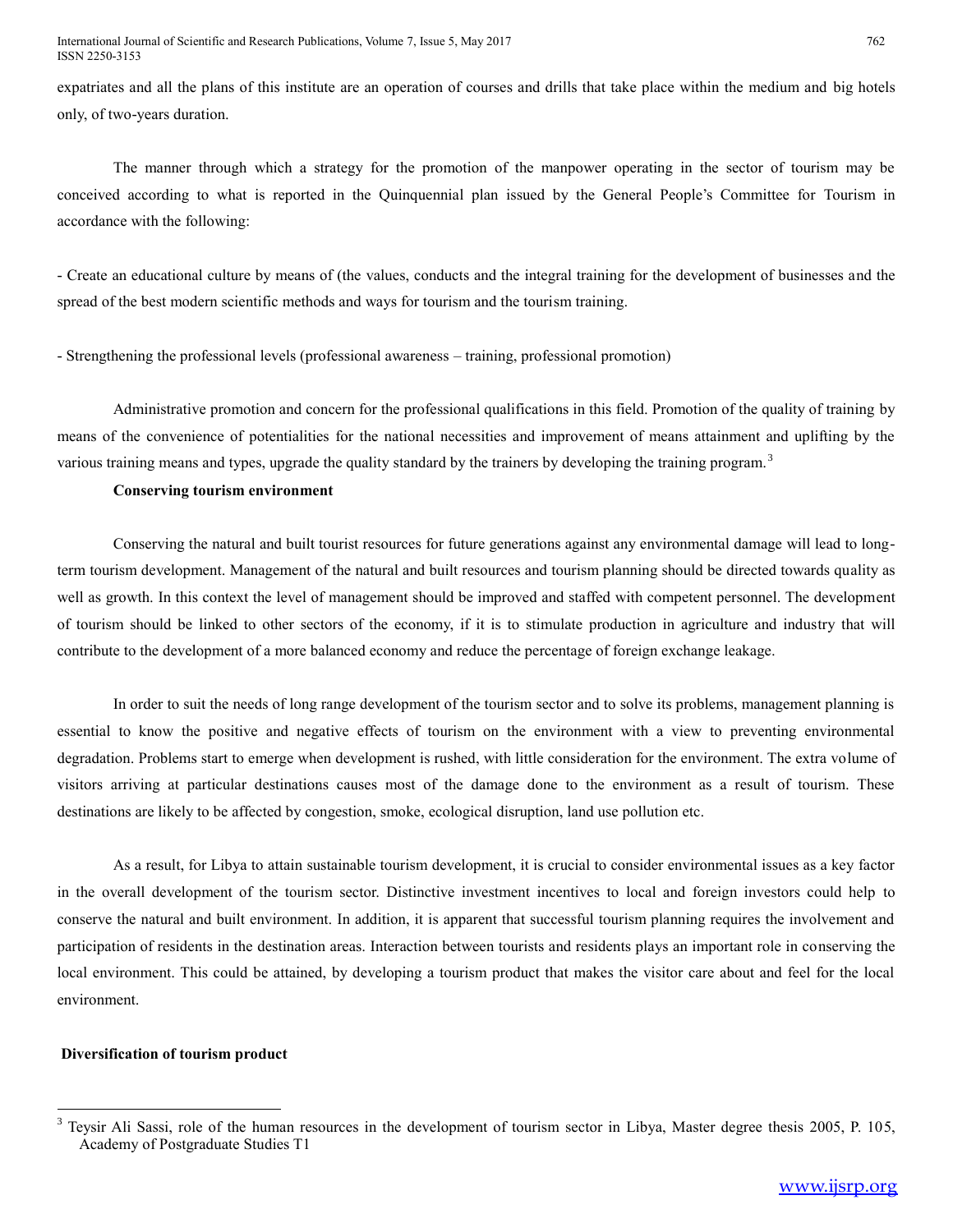expatriates and all the plans of this institute are an operation of courses and drills that take place within the medium and big hotels only, of two-years duration.

The manner through which a strategy for the promotion of the manpower operating in the sector of tourism may be conceived according to what is reported in the Quinquennial plan issued by the General People's Committee for Tourism in accordance with the following:

- Create an educational culture by means of (the values, conducts and the integral training for the development of businesses and the spread of the best modern scientific methods and ways for tourism and the tourism training.

- Strengthening the professional levels (professional awareness – training, professional promotion)

Administrative promotion and concern for the professional qualifications in this field. Promotion of the quality of training by means of the convenience of potentialities for the national necessities and improvement of means attainment and uplifting by the various training means and types, upgrade the quality standard by the trainers by developing the training program.[3]

**Conserving tourism environment**

Conserving the natural and built tourist resources for future generations against any environmental damage will lead to long-term tourism development. Management of the natural and built resources and tourism planning should be directed towards quality as well as growth. In this context the level of management should be improved and staffed with competent personnel. The development of tourism should be linked to other sectors of the economy, if it is to stimulate production in agriculture and industry that will contribute to the development of a more balanced economy and reduce the percentage of foreign exchange leakage.

In order to suit the needs of long range development of the tourism sector and to solve its problems, management planning is essential to know the positive and negative effects of tourism on the environment with a view to preventing environmental degradation. Problems start to emerge when development is rushed, with little consideration for the environment. The extra volume of visitors arriving at particular destinations causes most of the damage done to the environment as a result of tourism. These destinations are likely to be affected by congestion, smoke, ecological disruption, land use pollution etc.

As a result, for Libya to attain sustainable tourism development, it is crucial to consider environmental issues as a key factor in the overall development of the tourism sector. Distinctive investment incentives to local and foreign investors could help to conserve the natural and built environment. In addition, it is apparent that successful tourism planning requires the involvement and participation of residents in the destination areas. Interaction between tourists and residents plays an important role in conserving the local environment. This could be attained, by developing a tourism product that makes the visitor care about and feel for the local environment.

**Diversification of tourism product**

[3] Teysir Ali Sassi, role of the human resources in the development of tourism sector in Libya, Master degree thesis 2005, P. 105, Academy of Postgraduate Studies T1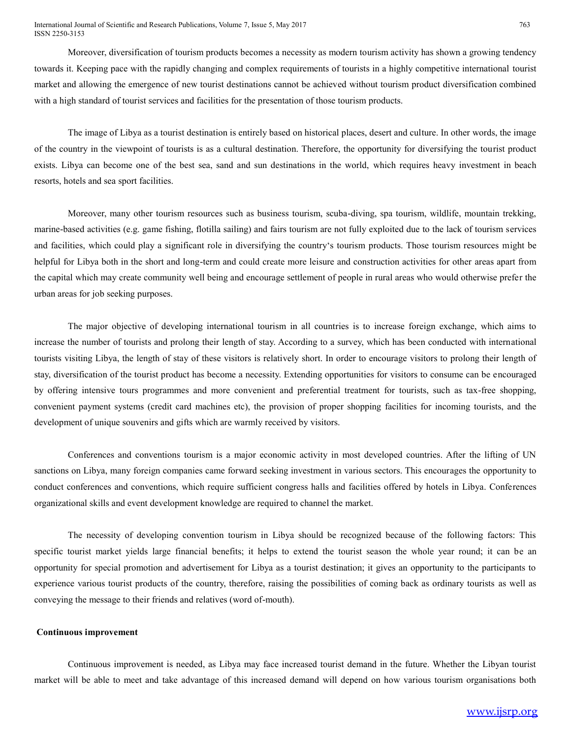Moreover, diversification of tourism products becomes a necessity as modern tourism activity has shown a growing tendency towards it. Keeping pace with the rapidly changing and complex requirements of tourists in a highly competitive international tourist market and allowing the emergence of new tourist destinations cannot be achieved without tourism product diversification combined with a high standard of tourist services and facilities for the presentation of those tourism products.

The image of Libya as a tourist destination is entirely based on historical places, desert and culture. In other words, the image of the country in the viewpoint of tourists is as a cultural destination. Therefore, the opportunity for diversifying the tourist product exists. Libya can become one of the best sea, sand and sun destinations in the world, which requires heavy investment in beach resorts, hotels and sea sport facilities.

Moreover, many other tourism resources such as business tourism, scuba-diving, spa tourism, wildlife, mountain trekking, marine-based activities (e.g. game fishing, flotilla sailing) and fairs tourism are not fully exploited due to the lack of tourism services and facilities, which could play a significant role in diversifying the country's tourism products. Those tourism resources might be helpful for Libya both in the short and long-term and could create more leisure and construction activities for other areas apart from the capital which may create community well being and encourage settlement of people in rural areas who would otherwise prefer the urban areas for job seeking purposes.

The major objective of developing international tourism in all countries is to increase foreign exchange, which aims to increase the number of tourists and prolong their length of stay. According to a survey, which has been conducted with international tourists visiting Libya, the length of stay of these visitors is relatively short. In order to encourage visitors to prolong their length of stay, diversification of the tourist product has become a necessity. Extending opportunities for visitors to consume can be encouraged by offering intensive tours programmes and more convenient and preferential treatment for tourists, such as tax-free shopping, convenient payment systems (credit card machines etc), the provision of proper shopping facilities for incoming tourists, and the development of unique souvenirs and gifts which are warmly received by visitors.

Conferences and conventions tourism is a major economic activity in most developed countries. After the lifting of UN sanctions on Libya, many foreign companies came forward seeking investment in various sectors. This encourages the opportunity to conduct conferences and conventions, which require sufficient congress halls and facilities offered by hotels in Libya. Conferences organizational skills and event development knowledge are required to channel the market.

The necessity of developing convention tourism in Libya should be recognized because of the following factors: This specific tourist market yields large financial benefits; it helps to extend the tourist season the whole year round; it can be an opportunity for special promotion and advertisement for Libya as a tourist destination; it gives an opportunity to the participants to experience various tourist products of the country, therefore, raising the possibilities of coming back as ordinary tourists as well as conveying the message to their friends and relatives (word of-mouth).

**Continuous improvement**

Continuous improvement is needed, as Libya may face increased tourist demand in the future. Whether the Libyan tourist market will be able to meet and take advantage of this increased demand will depend on how various tourism organisations both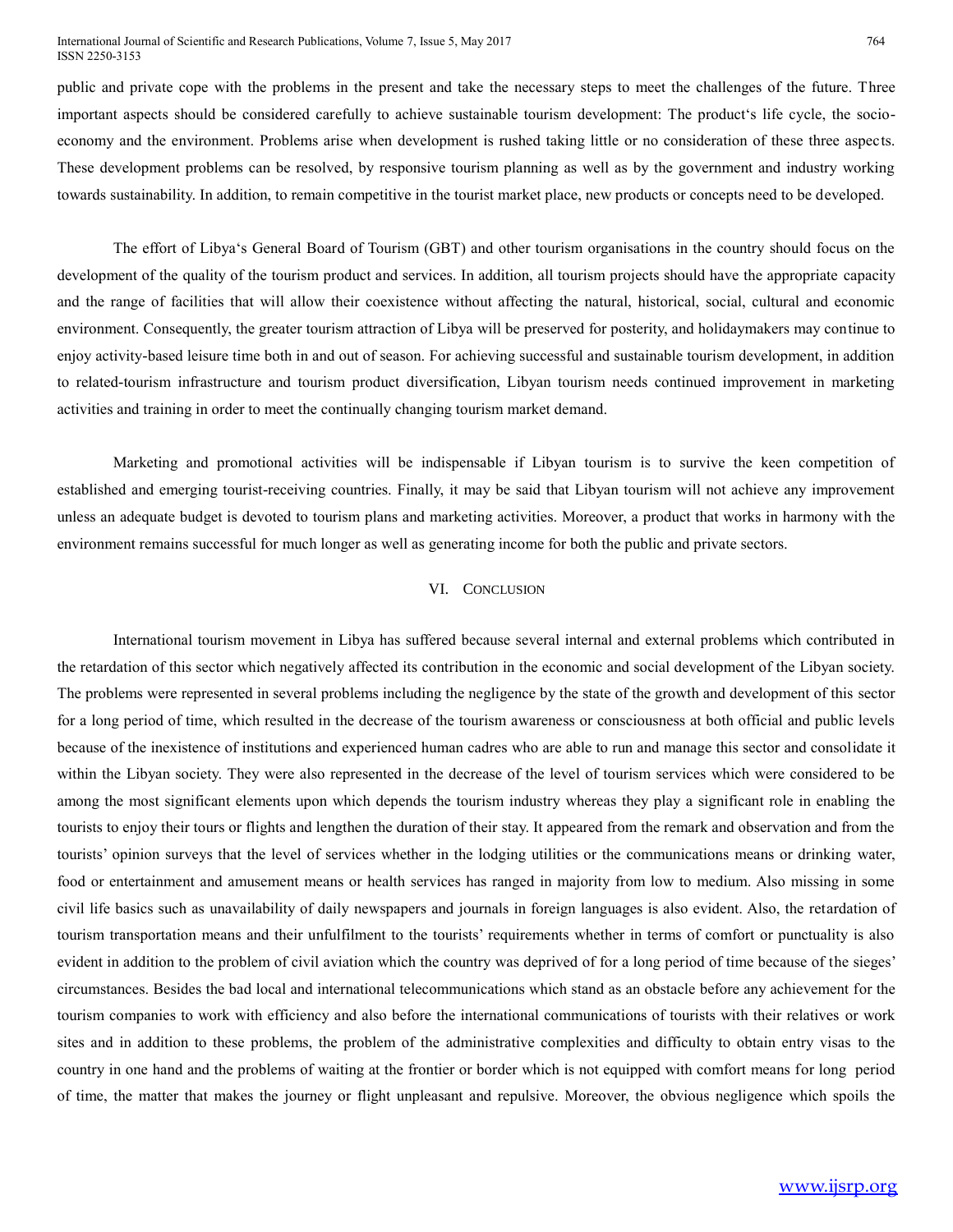public and private cope with the problems in the present and take the necessary steps to meet the challenges of the future. Three important aspects should be considered carefully to achieve sustainable tourism development: The product's life cycle, the socio-economy and the environment. Problems arise when development is rushed taking little or no consideration of these three aspects. These development problems can be resolved, by responsive tourism planning as well as by the government and industry working towards sustainability. In addition, to remain competitive in the tourist market place, new products or concepts need to be developed.

The effort of Libya's General Board of Tourism (GBT) and other tourism organisations in the country should focus on the development of the quality of the tourism product and services. In addition, all tourism projects should have the appropriate capacity and the range of facilities that will allow their coexistence without affecting the natural, historical, social, cultural and economic environment. Consequently, the greater tourism attraction of Libya will be preserved for posterity, and holidaymakers may continue to enjoy activity-based leisure time both in and out of season. For achieving successful and sustainable tourism development, in addition to related-tourism infrastructure and tourism product diversification, Libyan tourism needs continued improvement in marketing activities and training in order to meet the continually changing tourism market demand.

Marketing and promotional activities will be indispensable if Libyan tourism is to survive the keen competition of established and emerging tourist-receiving countries. Finally, it may be said that Libyan tourism will not achieve any improvement unless an adequate budget is devoted to tourism plans and marketing activities. Moreover, a product that works in harmony with the environment remains successful for much longer as well as generating income for both the public and private sectors.

## VI. Conclusion

International tourism movement in Libya has suffered because several internal and external problems which contributed in the retardation of this sector which negatively affected its contribution in the economic and social development of the Libyan society. The problems were represented in several problems including the negligence by the state of the growth and development of this sector for a long period of time, which resulted in the decrease of the tourism awareness or consciousness at both official and public levels because of the inexistence of institutions and experienced human cadres who are able to run and manage this sector and consolidate it within the Libyan society. They were also represented in the decrease of the level of tourism services which were considered to be among the most significant elements upon which depends the tourism industry whereas they play a significant role in enabling the tourists to enjoy their tours or flights and lengthen the duration of their stay. It appeared from the remark and observation and from the tourists' opinion surveys that the level of services whether in the lodging utilities or the communications means or drinking water, food or entertainment and amusement means or health services has ranged in majority from low to medium. Also missing in some civil life basics such as unavailability of daily newspapers and journals in foreign languages is also evident. Also, the retardation of tourism transportation means and their unfulfilment to the tourists' requirements whether in terms of comfort or punctuality is also evident in addition to the problem of civil aviation which the country was deprived of for a long period of time because of the sieges' circumstances. Besides the bad local and international telecommunications which stand as an obstacle before any achievement for the tourism companies to work with efficiency and also before the international communications of tourists with their relatives or work sites and in addition to these problems, the problem of the administrative complexities and difficulty to obtain entry visas to the country in one hand and the problems of waiting at the frontier or border which is not equipped with comfort means for long period of time, the matter that makes the journey or flight unpleasant and repulsive. Moreover, the obvious negligence which spoils the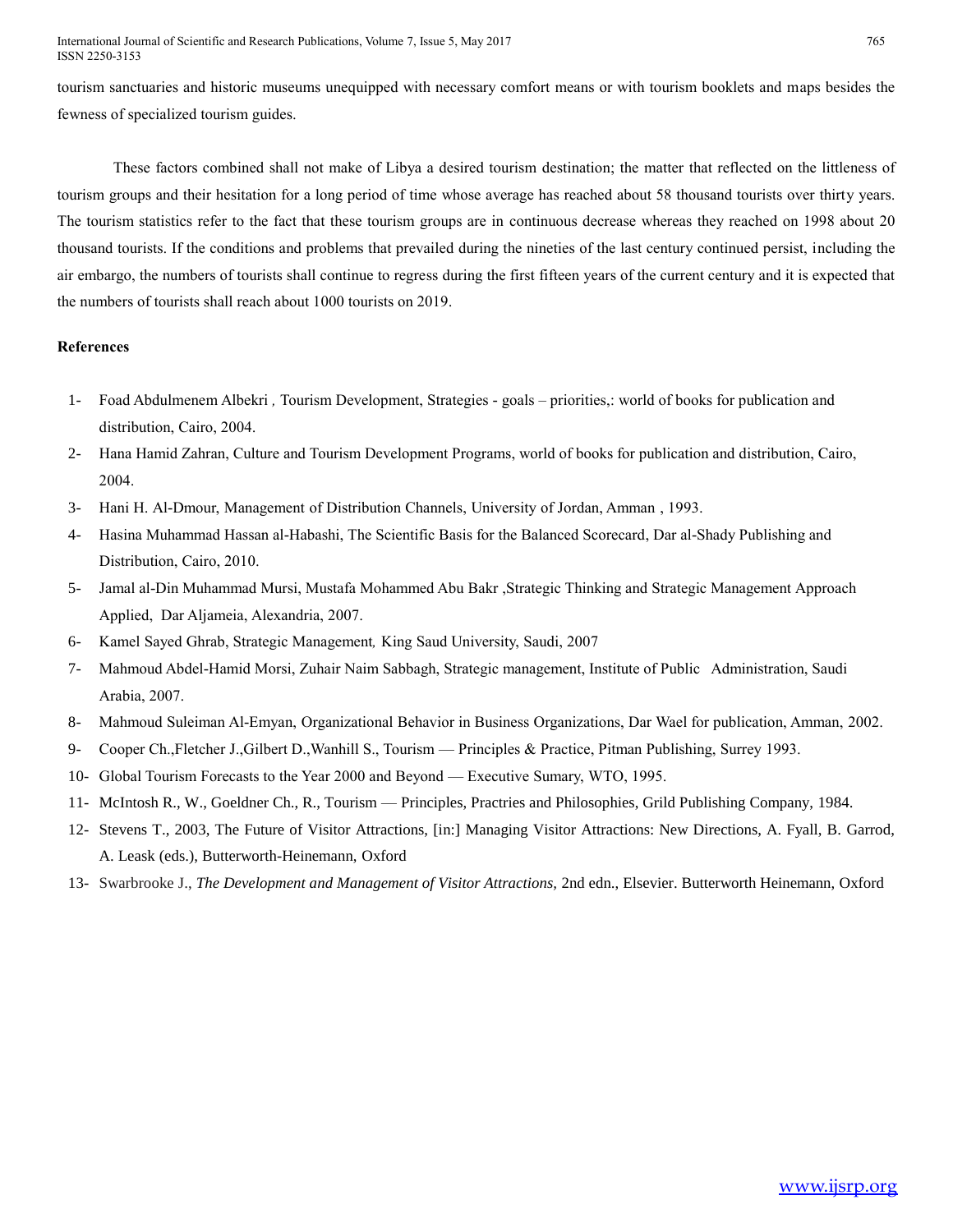tourism sanctuaries and historic museums unequipped with necessary comfort means or with tourism booklets and maps besides the fewness of specialized tourism guides.

These factors combined shall not make of Libya a desired tourism destination; the matter that reflected on the littleness of tourism groups and their hesitation for a long period of time whose average has reached about 58 thousand tourists over thirty years. The tourism statistics refer to the fact that these tourism groups are in continuous decrease whereas they reached on 1998 about 20 thousand tourists. If the conditions and problems that prevailed during the nineties of the last century continued persist, including the air embargo, the numbers of tourists shall continue to regress during the first fifteen years of the current century and it is expected that the numbers of tourists shall reach about 1000 tourists on 2019.

**References**

1- Foad Abdulmenem Albekri , Tourism Development, Strategies - goals – priorities,: world of books for publication and distribution, Cairo, 2004.
2- Hana Hamid Zahran, Culture and Tourism Development Programs, world of books for publication and distribution, Cairo, 2004.
3- Hani H. Al-Dmour, Management of Distribution Channels, University of Jordan, Amman , 1993.
4- Hasina Muhammad Hassan al-Habashi, The Scientific Basis for the Balanced Scorecard, Dar al-Shady Publishing and Distribution, Cairo, 2010.
5- Jamal al-Din Muhammad Mursi, Mustafa Mohammed Abu Bakr ,Strategic Thinking and Strategic Management Approach Applied, Dar Aljameia, Alexandria, 2007.
6- Kamel Sayed Ghrab, Strategic Management*,* King Saud University, Saudi, 2007
7- Mahmoud Abdel-Hamid Morsi, Zuhair Naim Sabbagh, Strategic management, Institute of Public Administration, Saudi Arabia, 2007.
8- Mahmoud Suleiman Al-Emyan, Organizational Behavior in Business Organizations, Dar Wael for publication, Amman, 2002.
9- Cooper Ch.,Fletcher J.,Gilbert D.,Wanhill S., Tourism — Principles & Practice, Pitman Publishing, Surrey 1993.
10- Global Tourism Forecasts to the Year 2000 and Beyond — Executive Sumary, WTO, 1995.
11- McIntosh R., W., Goeldner Ch., R., Tourism — Principles, Practries and Philosophies, Grild Publishing Company, 1984.
12- Stevens T., 2003, The Future of Visitor Attractions, [in:] Managing Visitor Attractions: New Directions, A. Fyall, B. Garrod, A. Leask (eds.), Butterworth-Heinemann, Oxford
13- Swarbrooke J., *The Development and Management of Visitor Attractions,* 2nd edn., Elsevier. Butterworth Heinemann, Oxford